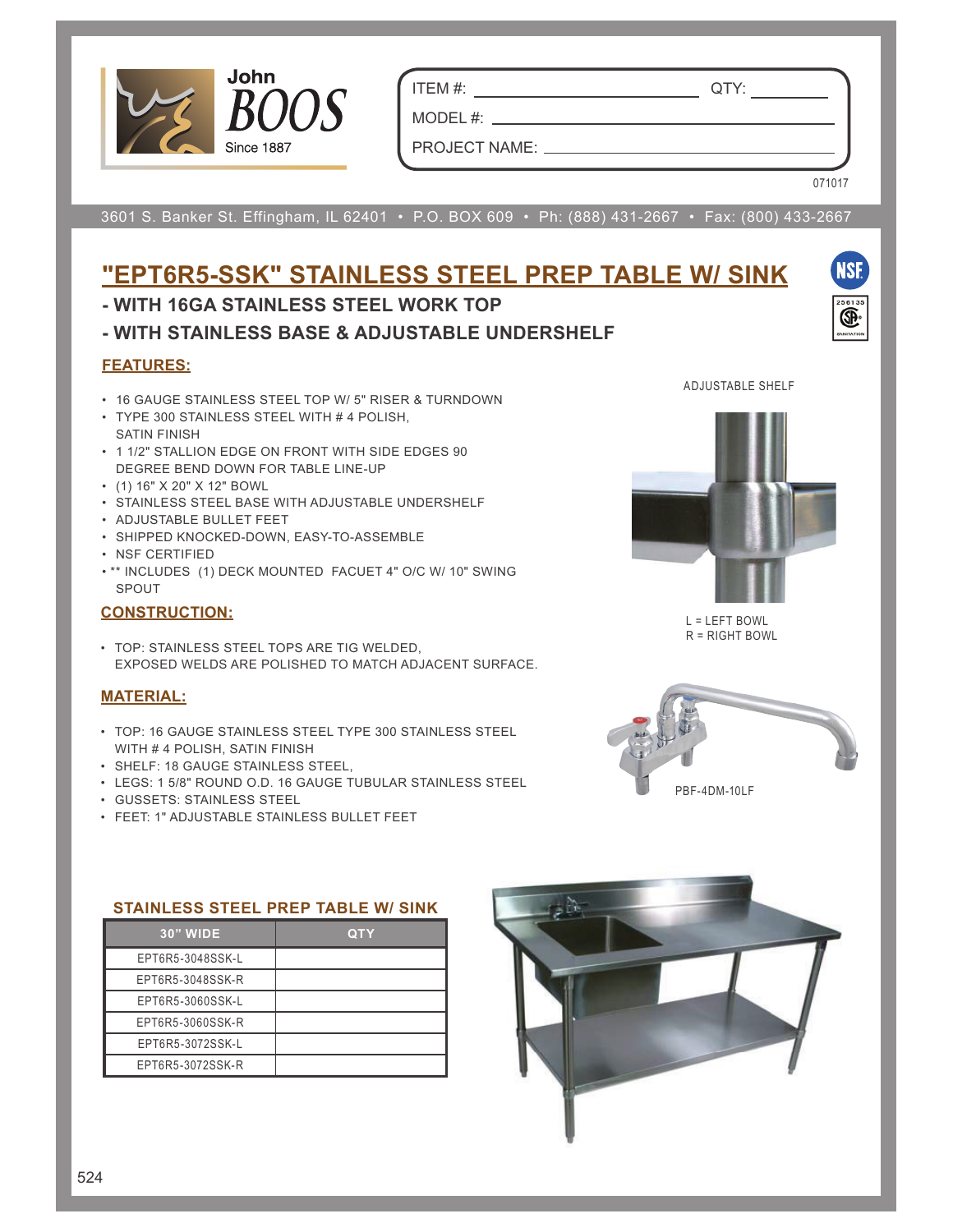John BOOS
Since 1887

ITEM #: ______________________ QTY: __________

MODEL #: ______________________________________

PROJECT NAME: _________________________________

071017

3601 S. Banker St. Effingham, IL 62401 • P.O. BOX 609 • Ph: (888) 431-2667 • Fax: (800) 433-2667

# "EPT6R5-SSK" STAINLESS STEEL PREP TABLE W/ SINK

### - WITH 16GA STAINLESS STEEL WORK TOP

### - WITH STAINLESS BASE & ADJUSTABLE UNDERSHELF

## FEATURES:

- 16 GAUGE STAINLESS STEEL TOP W/ 5" RISER & TURNDOWN
- TYPE 300 STAINLESS STEEL WITH # 4 POLISH, SATIN FINISH
- 1 1/2" STALLION EDGE ON FRONT WITH SIDE EDGES 90 DEGREE BEND DOWN FOR TABLE LINE-UP
- (1) 16" X 20" X 12" BOWL
- STAINLESS STEEL BASE WITH ADJUSTABLE UNDERSHELF
- ADJUSTABLE BULLET FEET
- SHIPPED KNOCKED-DOWN, EASY-TO-ASSEMBLE
- NSF CERTIFIED
- ** INCLUDES (1) DECK MOUNTED FACUET 4" O/C W/ 10" SWING SPOUT

## CONSTRUCTION:

- TOP: STAINLESS STEEL TOPS ARE TIG WELDED, EXPOSED WELDS ARE POLISHED TO MATCH ADJACENT SURFACE.

## MATERIAL:

- TOP: 16 GAUGE STAINLESS STEEL TYPE 300 STAINLESS STEEL WITH # 4 POLISH, SATIN FINISH
- SHELF: 18 GAUGE STAINLESS STEEL,
- LEGS: 1 5/8" ROUND O.D. 16 GAUGE TUBULAR STAINLESS STEEL
- GUSSETS: STAINLESS STEEL
- FEET: 1" ADJUSTABLE STAINLESS BULLET FEET

ADJUSTABLE SHELF

L = LEFT BOWL
R = RIGHT BOWL

PBF-4DM-10LF

### STAINLESS STEEL PREP TABLE W/ SINK

| 30" WIDE | QTY |
|---|---|
| EPT6R5-3048SSK-L | |
| EPT6R5-3048SSK-R | |
| EPT6R5-3060SSK-L | |
| EPT6R5-3060SSK-R | |
| EPT6R5-3072SSK-L | |
| EPT6R5-3072SSK-R | |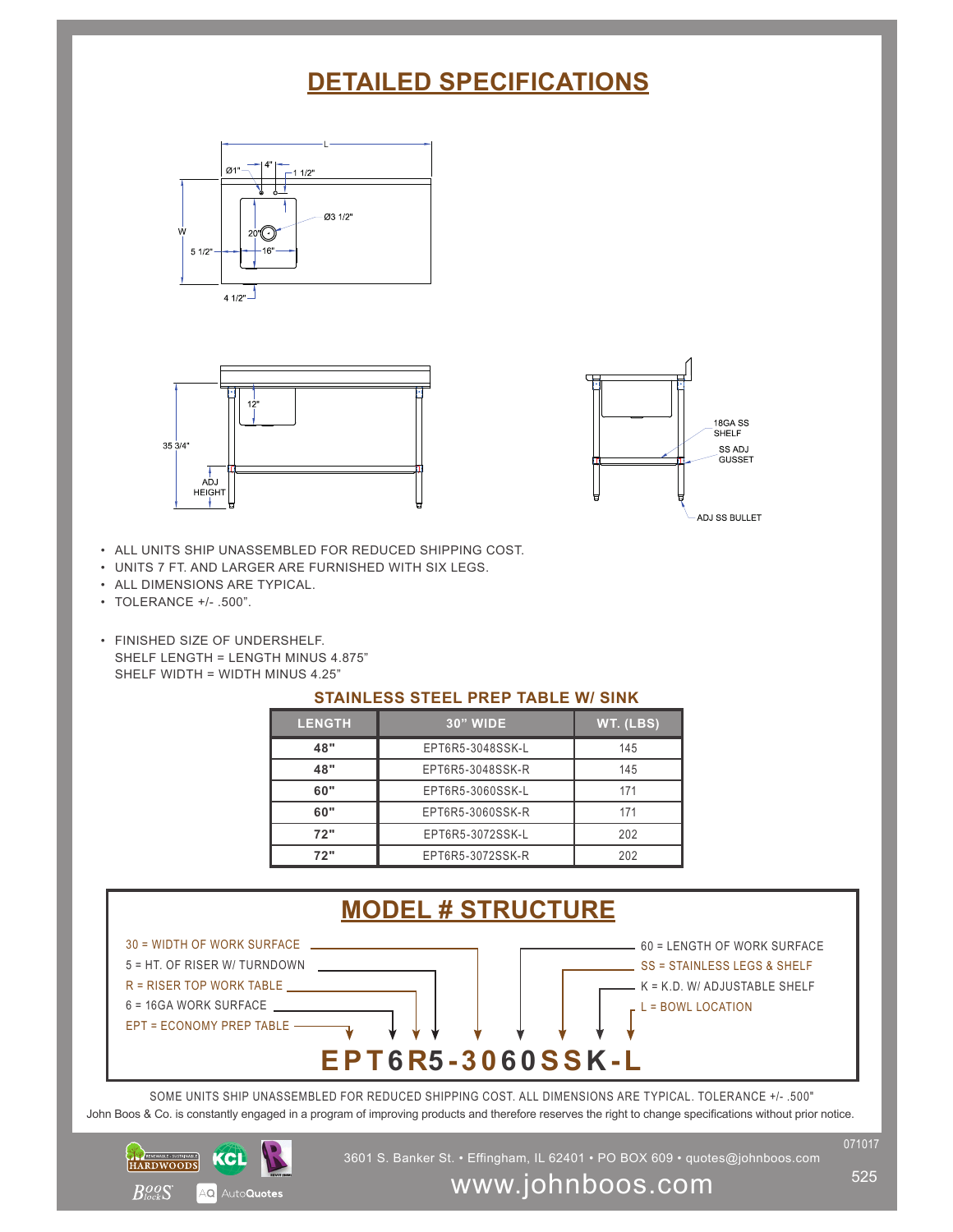# DETAILED SPECIFICATIONS

L
Ø1"
4"
1 1/2"
Ø3 1/2"
20"
16"
W
5 1/2"
4 1/2"

12"
35 3/4"
ADJ HEIGHT

18GA SS SHELF
SS ADJ GUSSET
ADJ SS BULLET

- ALL UNITS SHIP UNASSEMBLED FOR REDUCED SHIPPING COST.
- UNITS 7 FT. AND LARGER ARE FURNISHED WITH SIX LEGS.
- ALL DIMENSIONS ARE TYPICAL.
- TOLERANCE +/- .500".

- FINISHED SIZE OF UNDERSHELF.
  SHELF LENGTH = LENGTH MINUS 4.875"
  SHELF WIDTH = WIDTH MINUS 4.25"

### STAINLESS STEEL PREP TABLE W/ SINK

| LENGTH | 30" WIDE | WT. (LBS) |
|---|---|---|
| 48" | EPT6R5-3048SSK-L | 145 |
| 48" | EPT6R5-3048SSK-R | 145 |
| 60" | EPT6R5-3060SSK-L | 171 |
| 60" | EPT6R5-3060SSK-R | 171 |
| 72" | EPT6R5-3072SSK-L | 202 |
| 72" | EPT6R5-3072SSK-R | 202 |

## MODEL # STRUCTURE

- 30 = WIDTH OF WORK SURFACE
- 5 = HT. OF RISER W/ TURNDOWN
- R = RISER TOP WORK TABLE
- 6 = 16GA WORK SURFACE
- EPT = ECONOMY PREP TABLE
- 60 = LENGTH OF WORK SURFACE
- SS = STAINLESS LEGS & SHELF
- K = K.D. W/ ADJUSTABLE SHELF
- L = BOWL LOCATION

**EPT6R5-3060SSK-L**

SOME UNITS SHIP UNASSEMBLED FOR REDUCED SHIPPING COST. ALL DIMENSIONS ARE TYPICAL. TOLERANCE +/- .500"

John Boos & Co. is constantly engaged in a program of improving products and therefore reserves the right to change specifications without prior notice.

3601 S. Banker St. • Effingham, IL 62401 • PO BOX 609 • quotes@johnboos.com

www.johnboos.com

071017